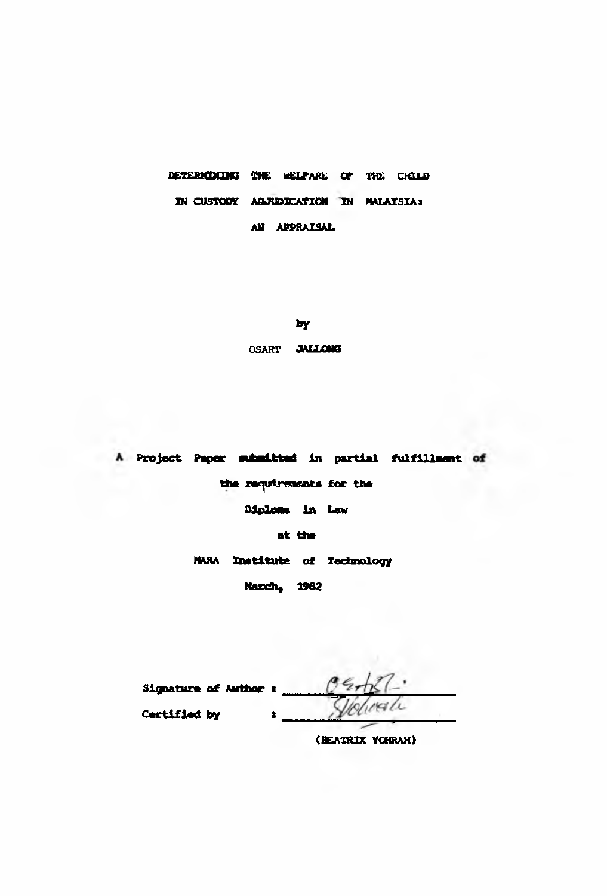# DETERMINING THE WELFARE OF THE CHILD IN CUSTODY ADJUDICATION IN MALAYSIA: AN APPRAISAL

by

OSART JALLONG

A Project Paper submitted in partial fulfillment of the requirements for the Diploma in Law at the MARA Institute of Technology

March, 1982

Signature of Author : ____________________

Certified by : ____________________

(BEATRIX VOHRAH)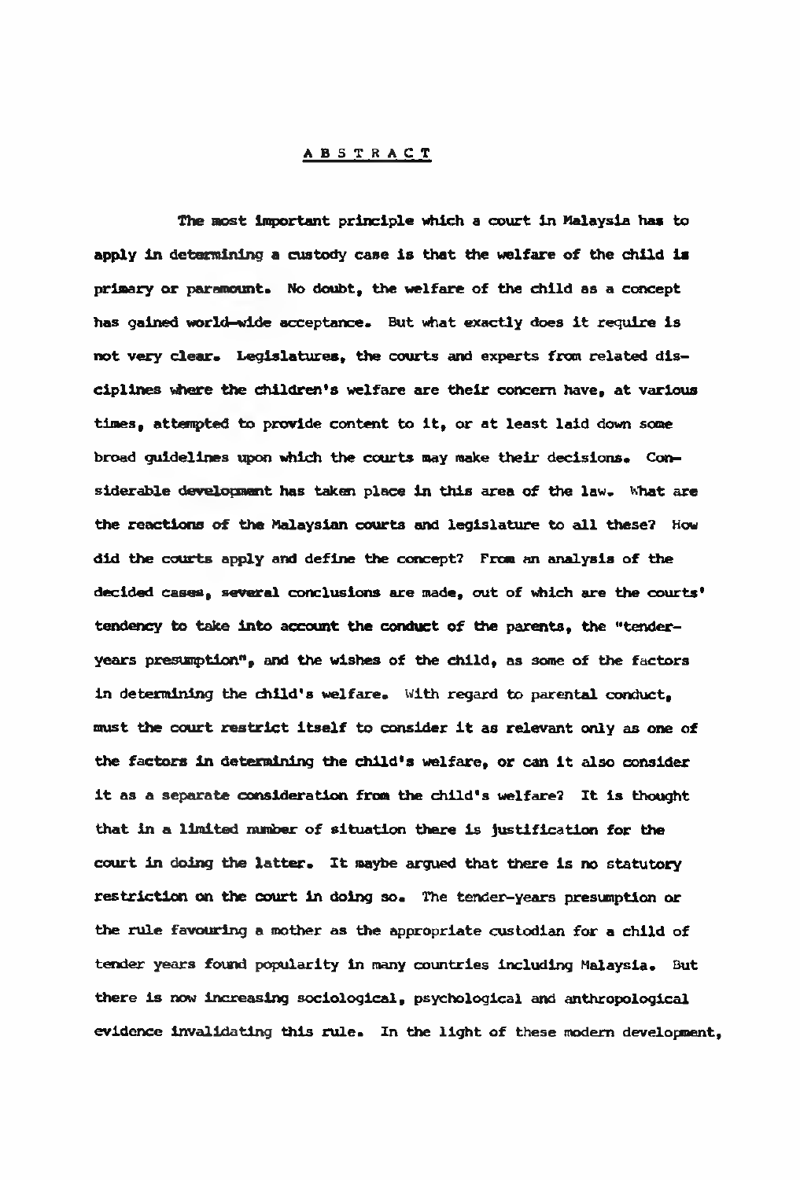# ABSTRACT

The most important principle which a court in Malaysia has to apply in determining a custody case is that the welfare of the child is primary or paramount. No doubt, the welfare of the child as a concept has gained world-wide acceptance. But what exactly does it require is not very clear. Legislatures, the courts and experts from related disciplines where the children's welfare are their concern have, at various times, attempted to provide content to it, or at least laid down some broad guidelines upon which the courts may make their decisions. Considerable development has taken place in this area of the law. What are the reactions of the Malaysian courts and legislature to all these? How did the courts apply and define the concept? From an analysis of the decided cases, several conclusions are made, out of which are the courts' tendency to take into account the conduct of the parents, the "tender-years presumption", and the wishes of the child, as some of the factors in determining the child's welfare. With regard to parental conduct, must the court restrict itself to consider it as relevant only as one of the factors in determining the child's welfare, or can it also consider it as a separate consideration from the child's welfare? It is thought that in a limited number of situation there is justification for the court in doing the latter. It maybe argued that there is no statutory restriction on the court in doing so. The tender-years presumption or the rule favouring a mother as the appropriate custodian for a child of tender years found popularity in many countries including Malaysia. But there is now increasing sociological, psychological and anthropological evidence invalidating this rule. In the light of these modern development,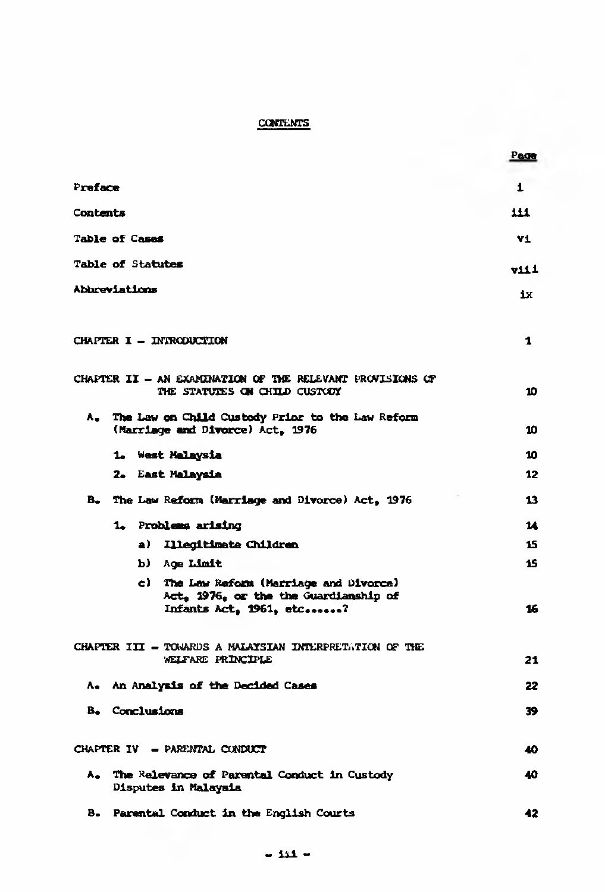# CONTENTS

| | Page |
|---|---|
| Preface | i |
| Contents | iii |
| Table of Cases | vi |
| Table of Statutes | viii |
| Abbreviations | ix |
| CHAPTER I – INTRODUCTION | 1 |
| CHAPTER II – AN EXAMINATION OF THE RELEVANT PROVISIONS OF THE STATUTES ON CHILD CUSTODY | 10 |
| A. The Law on Child Custody Prior to the Law Reform (Marriage and Divorce) Act, 1976 | 10 |
| 1. West Malaysia | 10 |
| 2. East Malaysia | 12 |
| B. The Law Reform (Marriage and Divorce) Act, 1976 | 13 |
| 1. Problems arising | 14 |
| a) Illegitimate Children | 15 |
| b) Age Limit | 15 |
| c) The Law Reform (Marriage and Divorce) Act, 1976, or the the Guardianship of Infants Act, 1961, etc......? | 16 |
| CHAPTER III – TOWARDS A MALAYSIAN INTERPRETATION OF THE WELFARE PRINCIPLE | 21 |
| A. An Analysis of the Decided Cases | 22 |
| B. Conclusions | 39 |
| CHAPTER IV – PARENTAL CONDUCT | 40 |
| A. The Relevance of Parental Conduct in Custody Disputes in Malaysia | 40 |
| B. Parental Conduct in the English Courts | 42 |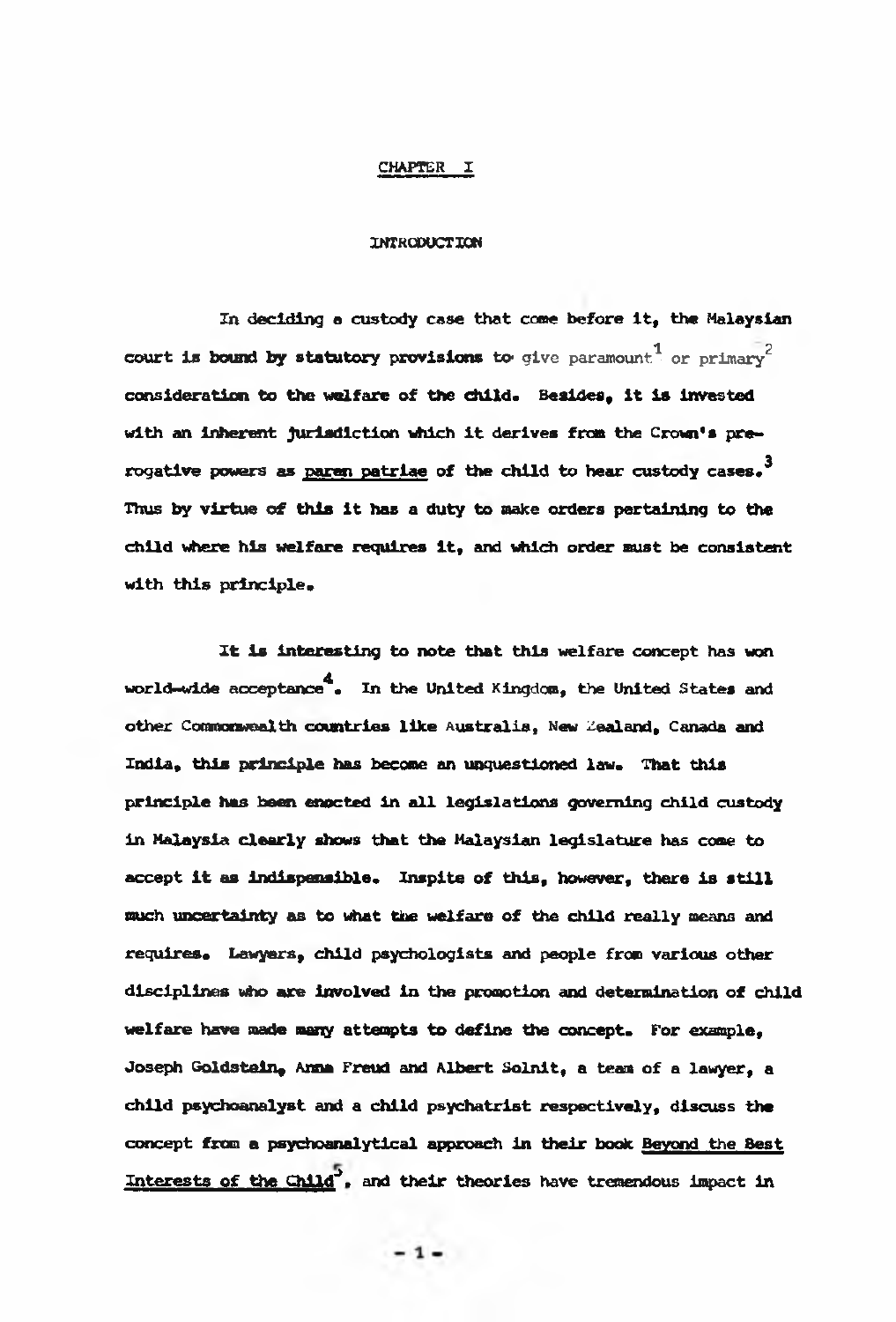# CHAPTER I

## INTRODUCTION

In deciding a custody case that come before it, the Malaysian court is bound by statutory provisions to give paramount[1] or primary[2] consideration to the welfare of the child. Besides, it is invested with an inherent jurisdiction which it derives from the Crown's prerogative powers as paren patriae of the child to hear custody cases.[3] Thus by virtue of this it has a duty to make orders pertaining to the child where his welfare requires it, and which order must be consistent with this principle.

It is interesting to note that this welfare concept has won world-wide acceptance[4]. In the United Kingdom, the United States and other Commonwealth countries like Australia, New Zealand, Canada and India, this principle has become an unquestioned law. That this principle has been enacted in all legislations governing child custody in Malaysia clearly shows that the Malaysian legislature has come to accept it as indispensible. Inspite of this, however, there is still much uncertainty as to what the welfare of the child really means and requires. Lawyers, child psychologists and people from various other disciplines who are involved in the promotion and determination of child welfare have made many attempts to define the concept. For example, Joseph Goldstein, Anna Freud and Albert Solnit, a team of a lawyer, a child psychoanalyst and a child psychatrist respectively, discuss the concept from a psychoanalytical approach in their book Beyond the Best Interests of the Child[5], and their theories have tremendous impact in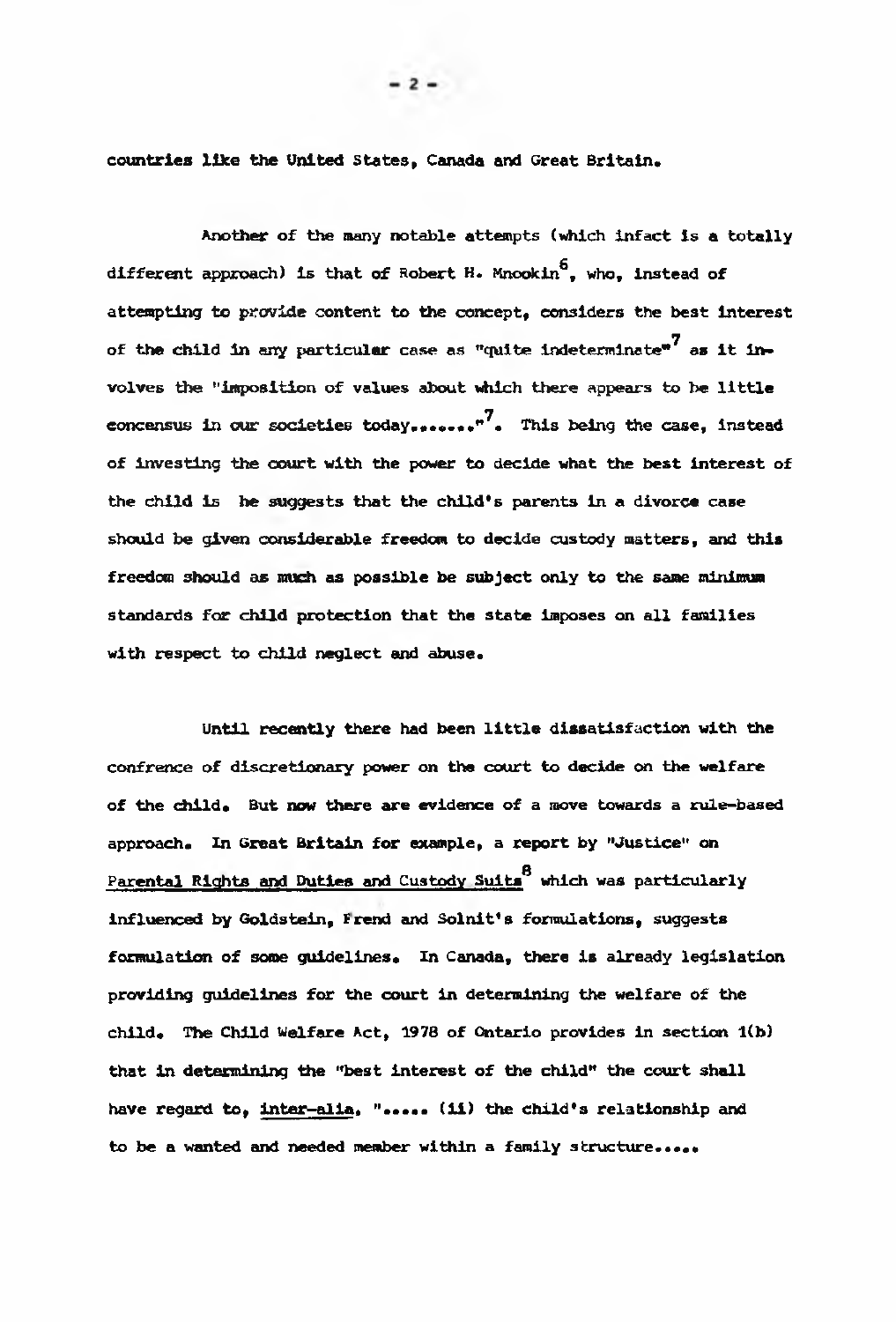countries like the United States, Canada and Great Britain.

Another of the many notable attempts (which infact is a totally different approach) is that of Robert H. Mnookin[6], who, instead of attempting to provide content to the concept, considers the best interest of the child in any particular case as "quite indeterminate"[7] as it involves the "imposition of values about which there appears to be little concensus in our societies today......."[7]. This being the case, instead of investing the court with the power to decide what the best interest of the child is he suggests that the child's parents in a divorce case should be given considerable freedom to decide custody matters, and this freedom should as much as possible be subject only to the same minimum standards for child protection that the state imposes on all families with respect to child neglect and abuse.

Until recently there had been little dissatisfaction with the confrence of discretionary power on the court to decide on the welfare of the child. But now there are evidence of a move towards a rule-based approach. In Great Britain for example, a report by "Justice" on Parental Rights and Duties and Custody Suits[8] which was particularly influenced by Goldstein, Frend and Solnit's formulations, suggests formulation of some guidelines. In Canada, there is already legislation providing guidelines for the court in determining the welfare of the child. The Child Welfare Act, 1978 of Ontario provides in section 1(b) that in determining the "best interest of the child" the court shall have regard to, inter-alia, "..... (ii) the child's relationship and to be a wanted and needed member within a family structure.....